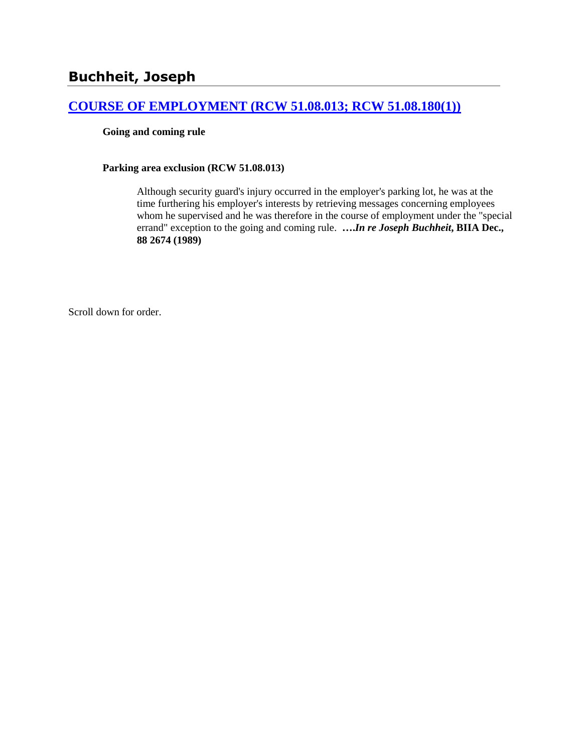# Buchheit, Joseph

## [COURSE OF EMPLOYMENT (RCW 51.08.013; RCW 51.08.180(1))](#)

**Going and coming rule**

**Parking area exclusion (RCW 51.08.013)**

> Although security guard's injury occurred in the employer's parking lot, he was at the time furthering his employer's interests by retrieving messages concerning employees whom he supervised and he was therefore in the course of employment under the "special errand" exception to the going and coming rule. ***….In re Joseph Buchheit*, BIIA Dec., 88 2674 (1989)**

Scroll down for order.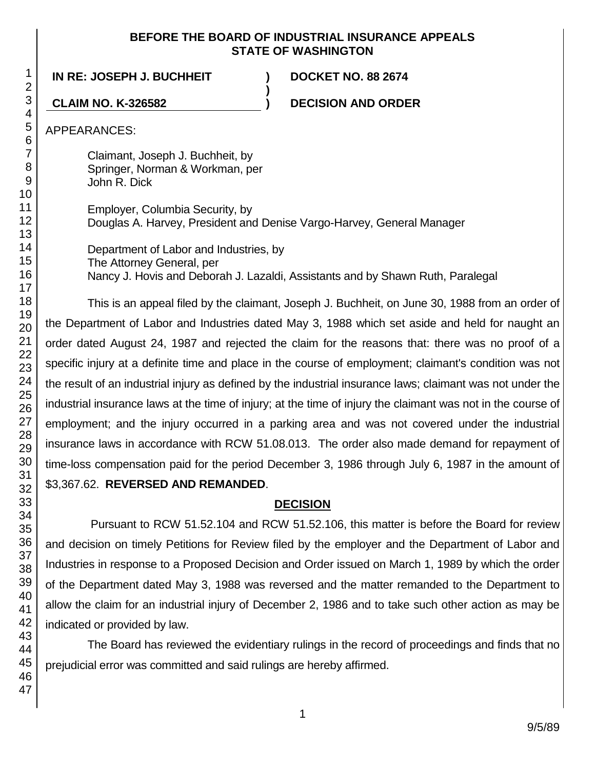**BEFORE THE BOARD OF INDUSTRIAL INSURANCE APPEALS**
**STATE OF WASHINGTON**

**IN RE: JOSEPH J. BUCHHEIT** ) **DOCKET NO. 88 2674**
)
**CLAIM NO. K-326582** ) **DECISION AND ORDER**

APPEARANCES:

Claimant, Joseph J. Buchheit, by
Springer, Norman & Workman, per
John R. Dick

Employer, Columbia Security, by
Douglas A. Harvey, President and Denise Vargo-Harvey, General Manager

Department of Labor and Industries, by
The Attorney General, per
Nancy J. Hovis and Deborah J. Lazaldi, Assistants and by Shawn Ruth, Paralegal

This is an appeal filed by the claimant, Joseph J. Buchheit, on June 30, 1988 from an order of the Department of Labor and Industries dated May 3, 1988 which set aside and held for naught an order dated August 24, 1987 and rejected the claim for the reasons that: there was no proof of a specific injury at a definite time and place in the course of employment; claimant's condition was not the result of an industrial injury as defined by the industrial insurance laws; claimant was not under the industrial insurance laws at the time of injury; at the time of injury the claimant was not in the course of employment; and the injury occurred in a parking area and was not covered under the industrial insurance laws in accordance with RCW 51.08.013. The order also made demand for repayment of time-loss compensation paid for the period December 3, 1986 through July 6, 1987 in the amount of $3,367.62. **REVERSED AND REMANDED**.

## DECISION

Pursuant to RCW 51.52.104 and RCW 51.52.106, this matter is before the Board for review and decision on timely Petitions for Review filed by the employer and the Department of Labor and Industries in response to a Proposed Decision and Order issued on March 1, 1989 by which the order of the Department dated May 3, 1988 was reversed and the matter remanded to the Department to allow the claim for an industrial injury of December 2, 1986 and to take such other action as may be indicated or provided by law.

The Board has reviewed the evidentiary rulings in the record of proceedings and finds that no prejudicial error was committed and said rulings are hereby affirmed.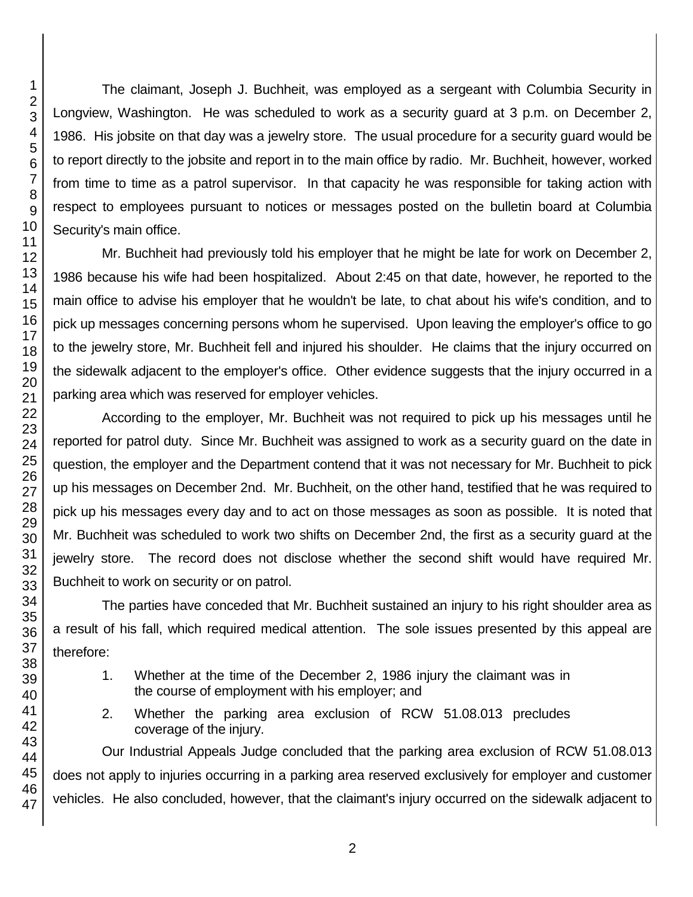The claimant, Joseph J. Buchheit, was employed as a sergeant with Columbia Security in Longview, Washington. He was scheduled to work as a security guard at 3 p.m. on December 2, 1986. His jobsite on that day was a jewelry store. The usual procedure for a security guard would be to report directly to the jobsite and report in to the main office by radio. Mr. Buchheit, however, worked from time to time as a patrol supervisor. In that capacity he was responsible for taking action with respect to employees pursuant to notices or messages posted on the bulletin board at Columbia Security's main office.

Mr. Buchheit had previously told his employer that he might be late for work on December 2, 1986 because his wife had been hospitalized. About 2:45 on that date, however, he reported to the main office to advise his employer that he wouldn't be late, to chat about his wife's condition, and to pick up messages concerning persons whom he supervised. Upon leaving the employer's office to go to the jewelry store, Mr. Buchheit fell and injured his shoulder. He claims that the injury occurred on the sidewalk adjacent to the employer's office. Other evidence suggests that the injury occurred in a parking area which was reserved for employer vehicles.

According to the employer, Mr. Buchheit was not required to pick up his messages until he reported for patrol duty. Since Mr. Buchheit was assigned to work as a security guard on the date in question, the employer and the Department contend that it was not necessary for Mr. Buchheit to pick up his messages on December 2nd. Mr. Buchheit, on the other hand, testified that he was required to pick up his messages every day and to act on those messages as soon as possible. It is noted that Mr. Buchheit was scheduled to work two shifts on December 2nd, the first as a security guard at the jewelry store. The record does not disclose whether the second shift would have required Mr. Buchheit to work on security or on patrol.

The parties have conceded that Mr. Buchheit sustained an injury to his right shoulder area as a result of his fall, which required medical attention. The sole issues presented by this appeal are therefore:

1. Whether at the time of the December 2, 1986 injury the claimant was in the course of employment with his employer; and
2. Whether the parking area exclusion of RCW 51.08.013 precludes coverage of the injury.

Our Industrial Appeals Judge concluded that the parking area exclusion of RCW 51.08.013 does not apply to injuries occurring in a parking area reserved exclusively for employer and customer vehicles. He also concluded, however, that the claimant's injury occurred on the sidewalk adjacent to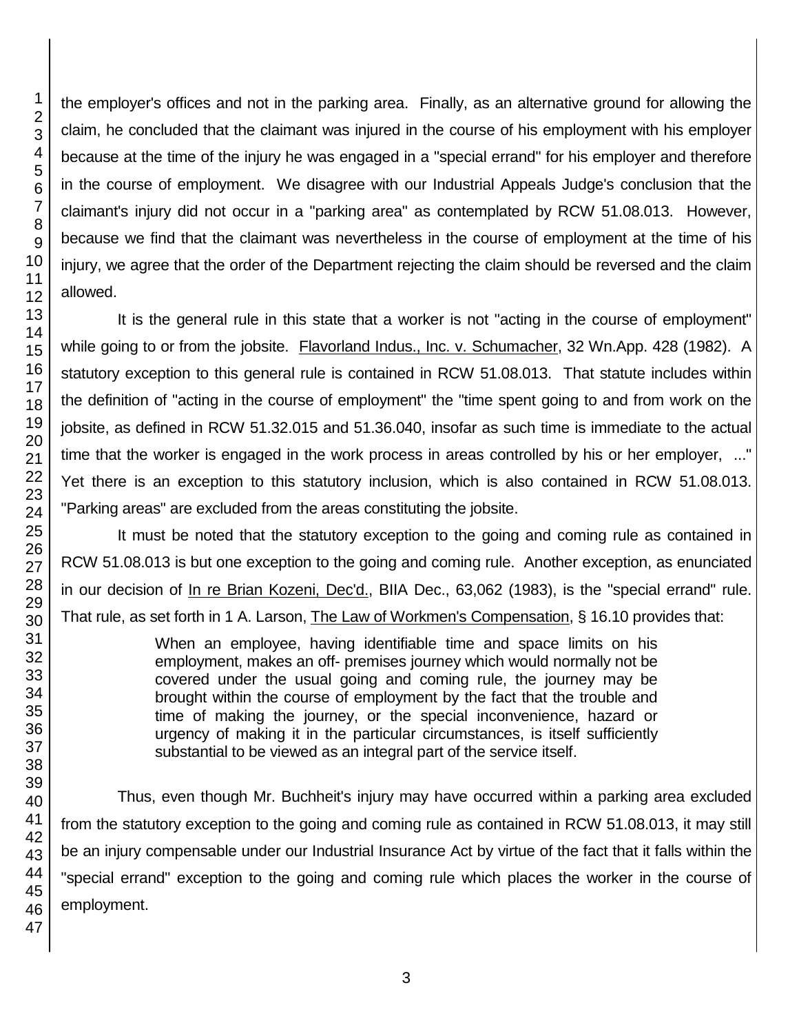the employer's offices and not in the parking area. Finally, as an alternative ground for allowing the claim, he concluded that the claimant was injured in the course of his employment with his employer because at the time of the injury he was engaged in a "special errand" for his employer and therefore in the course of employment. We disagree with our Industrial Appeals Judge's conclusion that the claimant's injury did not occur in a "parking area" as contemplated by RCW 51.08.013. However, because we find that the claimant was nevertheless in the course of employment at the time of his injury, we agree that the order of the Department rejecting the claim should be reversed and the claim allowed.

It is the general rule in this state that a worker is not "acting in the course of employment" while going to or from the jobsite. Flavorland Indus., Inc. v. Schumacher, 32 Wn.App. 428 (1982). A statutory exception to this general rule is contained in RCW 51.08.013. That statute includes within the definition of "acting in the course of employment" the "time spent going to and from work on the jobsite, as defined in RCW 51.32.015 and 51.36.040, insofar as such time is immediate to the actual time that the worker is engaged in the work process in areas controlled by his or her employer, ..." Yet there is an exception to this statutory inclusion, which is also contained in RCW 51.08.013. "Parking areas" are excluded from the areas constituting the jobsite.

It must be noted that the statutory exception to the going and coming rule as contained in RCW 51.08.013 is but one exception to the going and coming rule. Another exception, as enunciated in our decision of In re Brian Kozeni, Dec'd., BIIA Dec., 63,062 (1983), is the "special errand" rule. That rule, as set forth in 1 A. Larson, The Law of Workmen's Compensation, § 16.10 provides that:

> When an employee, having identifiable time and space limits on his employment, makes an off- premises journey which would normally not be covered under the usual going and coming rule, the journey may be brought within the course of employment by the fact that the trouble and time of making the journey, or the special inconvenience, hazard or urgency of making it in the particular circumstances, is itself sufficiently substantial to be viewed as an integral part of the service itself.

Thus, even though Mr. Buchheit's injury may have occurred within a parking area excluded from the statutory exception to the going and coming rule as contained in RCW 51.08.013, it may still be an injury compensable under our Industrial Insurance Act by virtue of the fact that it falls within the "special errand" exception to the going and coming rule which places the worker in the course of employment.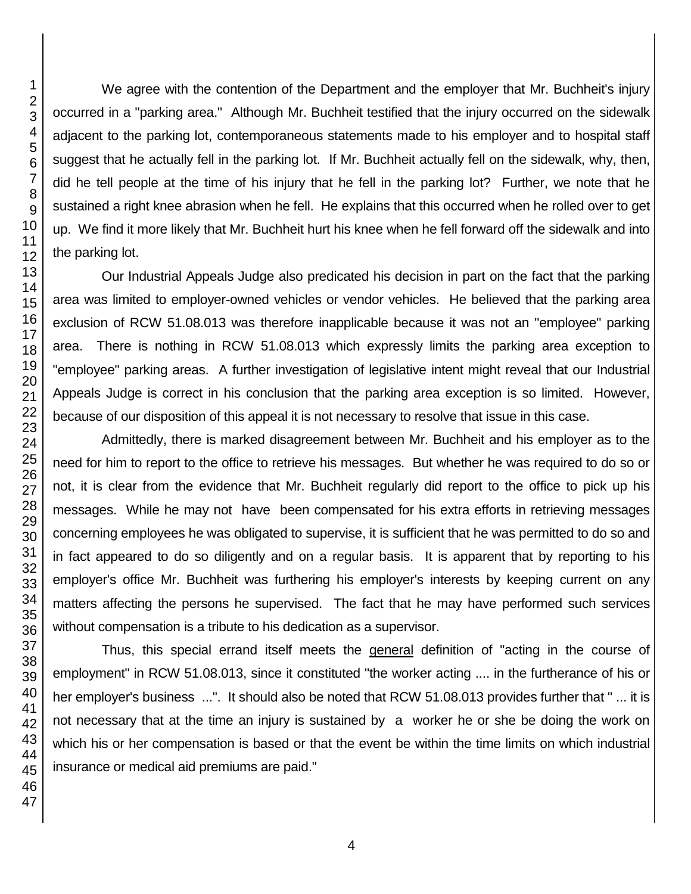We agree with the contention of the Department and the employer that Mr. Buchheit's injury occurred in a "parking area." Although Mr. Buchheit testified that the injury occurred on the sidewalk adjacent to the parking lot, contemporaneous statements made to his employer and to hospital staff suggest that he actually fell in the parking lot. If Mr. Buchheit actually fell on the sidewalk, why, then, did he tell people at the time of his injury that he fell in the parking lot? Further, we note that he sustained a right knee abrasion when he fell. He explains that this occurred when he rolled over to get up. We find it more likely that Mr. Buchheit hurt his knee when he fell forward off the sidewalk and into the parking lot.

Our Industrial Appeals Judge also predicated his decision in part on the fact that the parking area was limited to employer-owned vehicles or vendor vehicles. He believed that the parking area exclusion of RCW 51.08.013 was therefore inapplicable because it was not an "employee" parking area. There is nothing in RCW 51.08.013 which expressly limits the parking area exception to "employee" parking areas. A further investigation of legislative intent might reveal that our Industrial Appeals Judge is correct in his conclusion that the parking area exception is so limited. However, because of our disposition of this appeal it is not necessary to resolve that issue in this case.

Admittedly, there is marked disagreement between Mr. Buchheit and his employer as to the need for him to report to the office to retrieve his messages. But whether he was required to do so or not, it is clear from the evidence that Mr. Buchheit regularly did report to the office to pick up his messages. While he may not have been compensated for his extra efforts in retrieving messages concerning employees he was obligated to supervise, it is sufficient that he was permitted to do so and in fact appeared to do so diligently and on a regular basis. It is apparent that by reporting to his employer's office Mr. Buchheit was furthering his employer's interests by keeping current on any matters affecting the persons he supervised. The fact that he may have performed such services without compensation is a tribute to his dedication as a supervisor.

Thus, this special errand itself meets the general definition of "acting in the course of employment" in RCW 51.08.013, since it constituted "the worker acting .... in the furtherance of his or her employer's business ...". It should also be noted that RCW 51.08.013 provides further that " ... it is not necessary that at the time an injury is sustained by a worker he or she be doing the work on which his or her compensation is based or that the event be within the time limits on which industrial insurance or medical aid premiums are paid."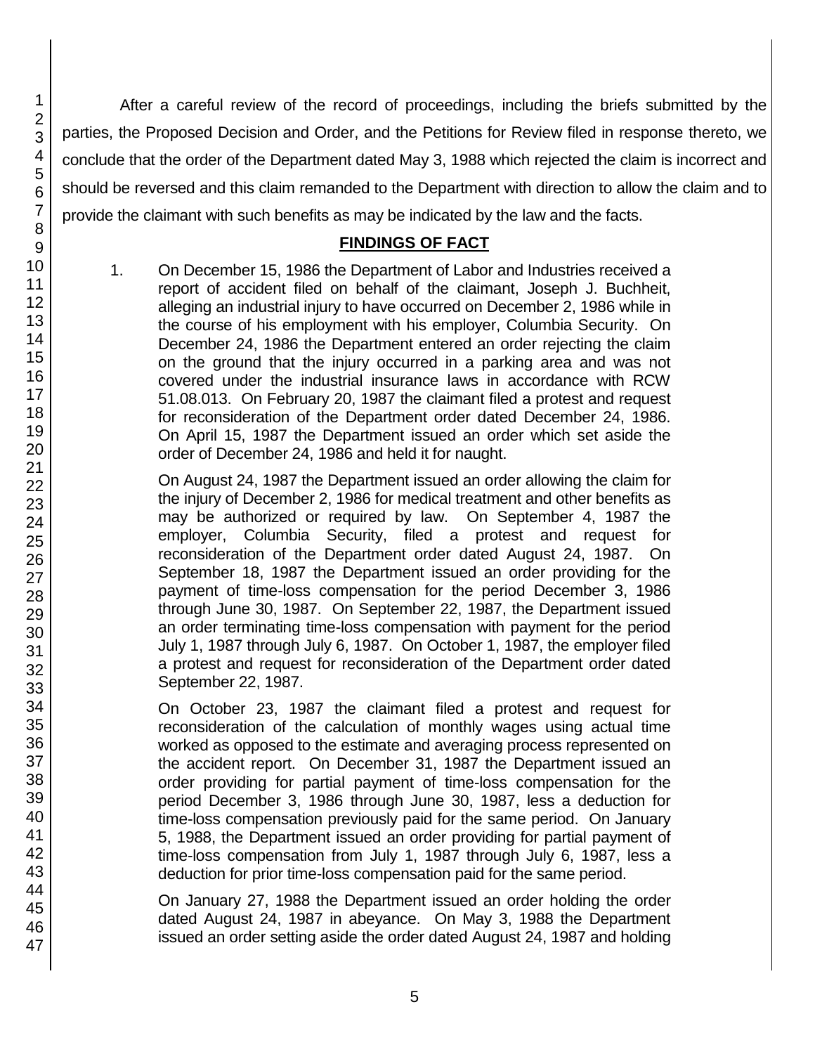After a careful review of the record of proceedings, including the briefs submitted by the parties, the Proposed Decision and Order, and the Petitions for Review filed in response thereto, we conclude that the order of the Department dated May 3, 1988 which rejected the claim is incorrect and should be reversed and this claim remanded to the Department with direction to allow the claim and to provide the claimant with such benefits as may be indicated by the law and the facts.

## FINDINGS OF FACT

1. On December 15, 1986 the Department of Labor and Industries received a report of accident filed on behalf of the claimant, Joseph J. Buchheit, alleging an industrial injury to have occurred on December 2, 1986 while in the course of his employment with his employer, Columbia Security. On December 24, 1986 the Department entered an order rejecting the claim on the ground that the injury occurred in a parking area and was not covered under the industrial insurance laws in accordance with RCW 51.08.013. On February 20, 1987 the claimant filed a protest and request for reconsideration of the Department order dated December 24, 1986. On April 15, 1987 the Department issued an order which set aside the order of December 24, 1986 and held it for naught.

   On August 24, 1987 the Department issued an order allowing the claim for the injury of December 2, 1986 for medical treatment and other benefits as may be authorized or required by law. On September 4, 1987 the employer, Columbia Security, filed a protest and request for reconsideration of the Department order dated August 24, 1987. On September 18, 1987 the Department issued an order providing for the payment of time-loss compensation for the period December 3, 1986 through June 30, 1987. On September 22, 1987, the Department issued an order terminating time-loss compensation with payment for the period July 1, 1987 through July 6, 1987. On October 1, 1987, the employer filed a protest and request for reconsideration of the Department order dated September 22, 1987.

   On October 23, 1987 the claimant filed a protest and request for reconsideration of the calculation of monthly wages using actual time worked as opposed to the estimate and averaging process represented on the accident report. On December 31, 1987 the Department issued an order providing for partial payment of time-loss compensation for the period December 3, 1986 through June 30, 1987, less a deduction for time-loss compensation previously paid for the same period. On January 5, 1988, the Department issued an order providing for partial payment of time-loss compensation from July 1, 1987 through July 6, 1987, less a deduction for prior time-loss compensation paid for the same period.

   On January 27, 1988 the Department issued an order holding the order dated August 24, 1987 in abeyance. On May 3, 1988 the Department issued an order setting aside the order dated August 24, 1987 and holding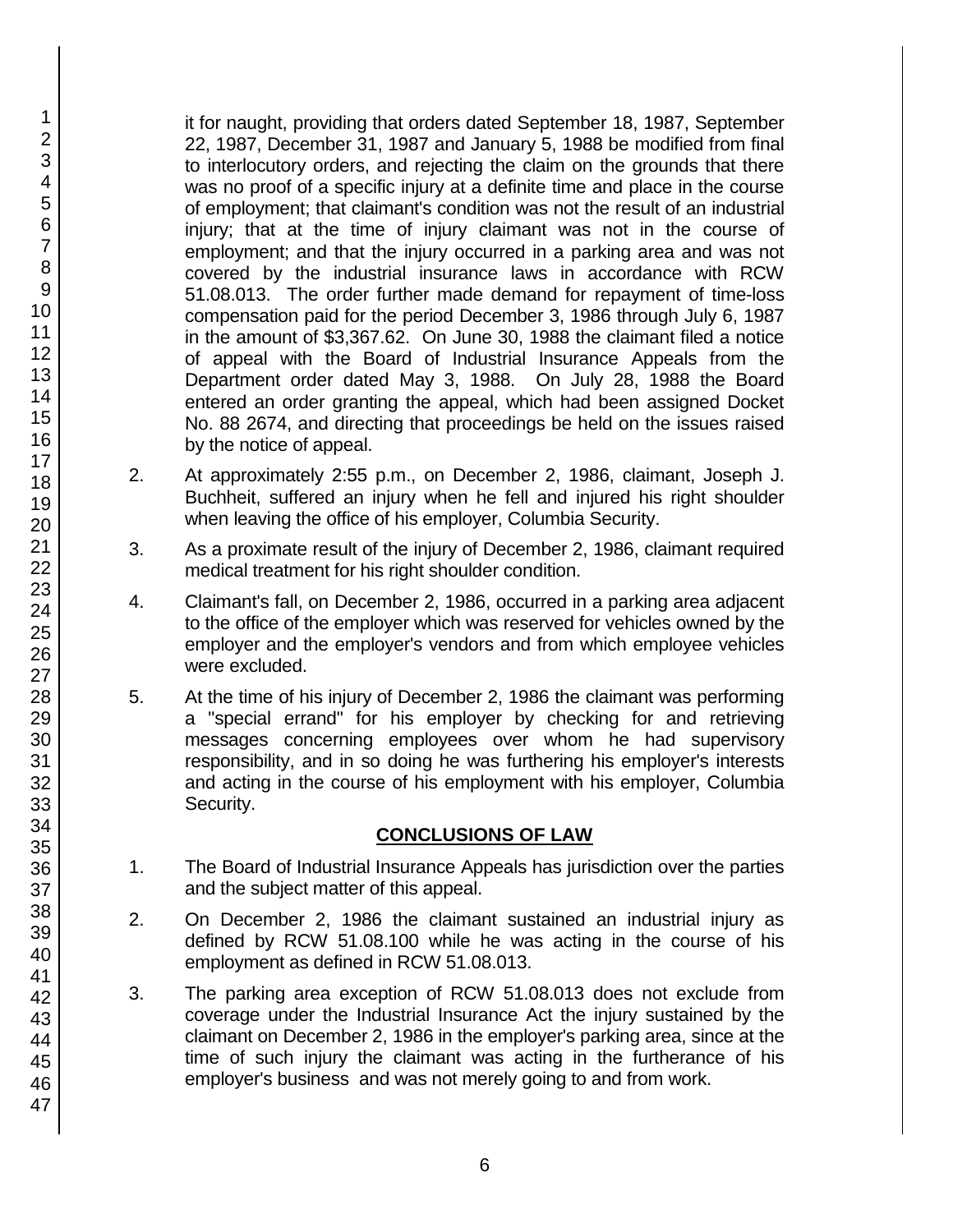it for naught, providing that orders dated September 18, 1987, September 22, 1987, December 31, 1987 and January 5, 1988 be modified from final to interlocutory orders, and rejecting the claim on the grounds that there was no proof of a specific injury at a definite time and place in the course of employment; that claimant's condition was not the result of an industrial injury; that at the time of injury claimant was not in the course of employment; and that the injury occurred in a parking area and was not covered by the industrial insurance laws in accordance with RCW 51.08.013. The order further made demand for repayment of time-loss compensation paid for the period December 3, 1986 through July 6, 1987 in the amount of $3,367.62. On June 30, 1988 the claimant filed a notice of appeal with the Board of Industrial Insurance Appeals from the Department order dated May 3, 1988. On July 28, 1988 the Board entered an order granting the appeal, which had been assigned Docket No. 88 2674, and directing that proceedings be held on the issues raised by the notice of appeal.

2. At approximately 2:55 p.m., on December 2, 1986, claimant, Joseph J. Buchheit, suffered an injury when he fell and injured his right shoulder when leaving the office of his employer, Columbia Security.

3. As a proximate result of the injury of December 2, 1986, claimant required medical treatment for his right shoulder condition.

4. Claimant's fall, on December 2, 1986, occurred in a parking area adjacent to the office of the employer which was reserved for vehicles owned by the employer and the employer's vendors and from which employee vehicles were excluded.

5. At the time of his injury of December 2, 1986 the claimant was performing a "special errand" for his employer by checking for and retrieving messages concerning employees over whom he had supervisory responsibility, and in so doing he was furthering his employer's interests and acting in the course of his employment with his employer, Columbia Security.

## CONCLUSIONS OF LAW

1. The Board of Industrial Insurance Appeals has jurisdiction over the parties and the subject matter of this appeal.

2. On December 2, 1986 the claimant sustained an industrial injury as defined by RCW 51.08.100 while he was acting in the course of his employment as defined in RCW 51.08.013.

3. The parking area exception of RCW 51.08.013 does not exclude from coverage under the Industrial Insurance Act the injury sustained by the claimant on December 2, 1986 in the employer's parking area, since at the time of such injury the claimant was acting in the furtherance of his employer's business and was not merely going to and from work.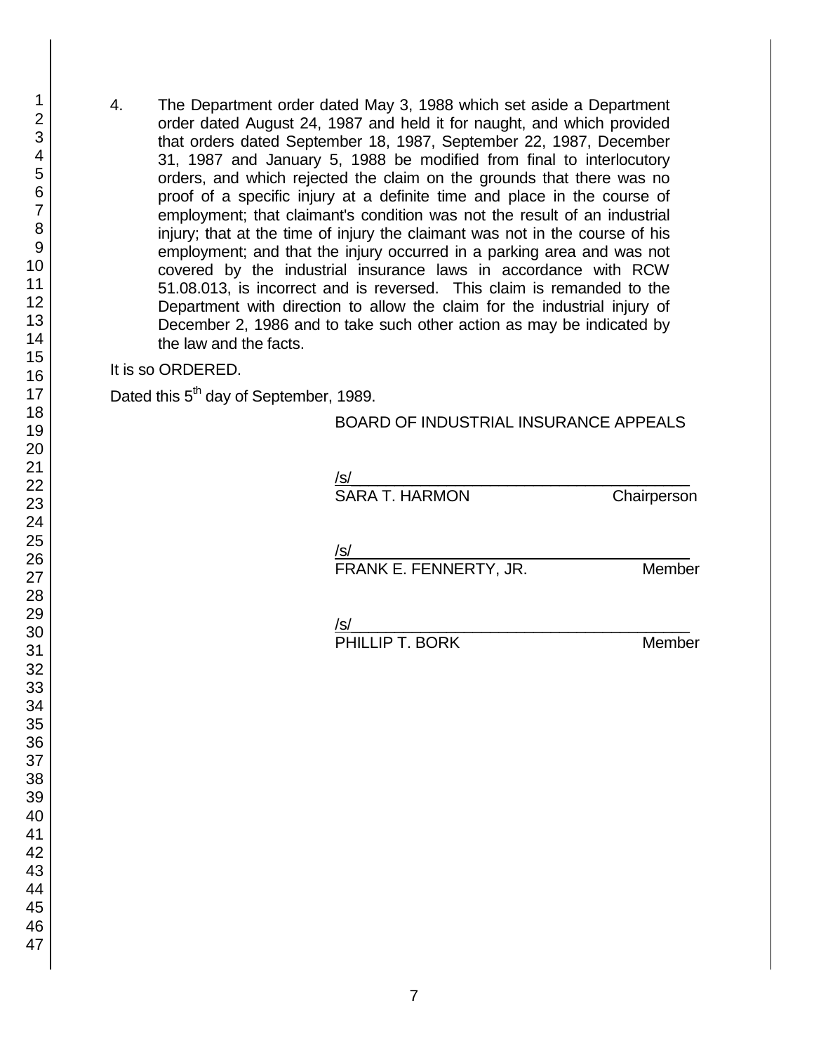4. The Department order dated May 3, 1988 which set aside a Department order dated August 24, 1987 and held it for naught, and which provided that orders dated September 18, 1987, September 22, 1987, December 31, 1987 and January 5, 1988 be modified from final to interlocutory orders, and which rejected the claim on the grounds that there was no proof of a specific injury at a definite time and place in the course of employment; that claimant's condition was not the result of an industrial injury; that at the time of injury the claimant was not in the course of his employment; and that the injury occurred in a parking area and was not covered by the industrial insurance laws in accordance with RCW 51.08.013, is incorrect and is reversed. This claim is remanded to the Department with direction to allow the claim for the industrial injury of December 2, 1986 and to take such other action as may be indicated by the law and the facts.

It is so ORDERED.

Dated this 5th day of September, 1989.

BOARD OF INDUSTRIAL INSURANCE APPEALS

/s/
SARA T. HARMON Chairperson

/s/
FRANK E. FENNERTY, JR. Member

/s/
PHILLIP T. BORK Member